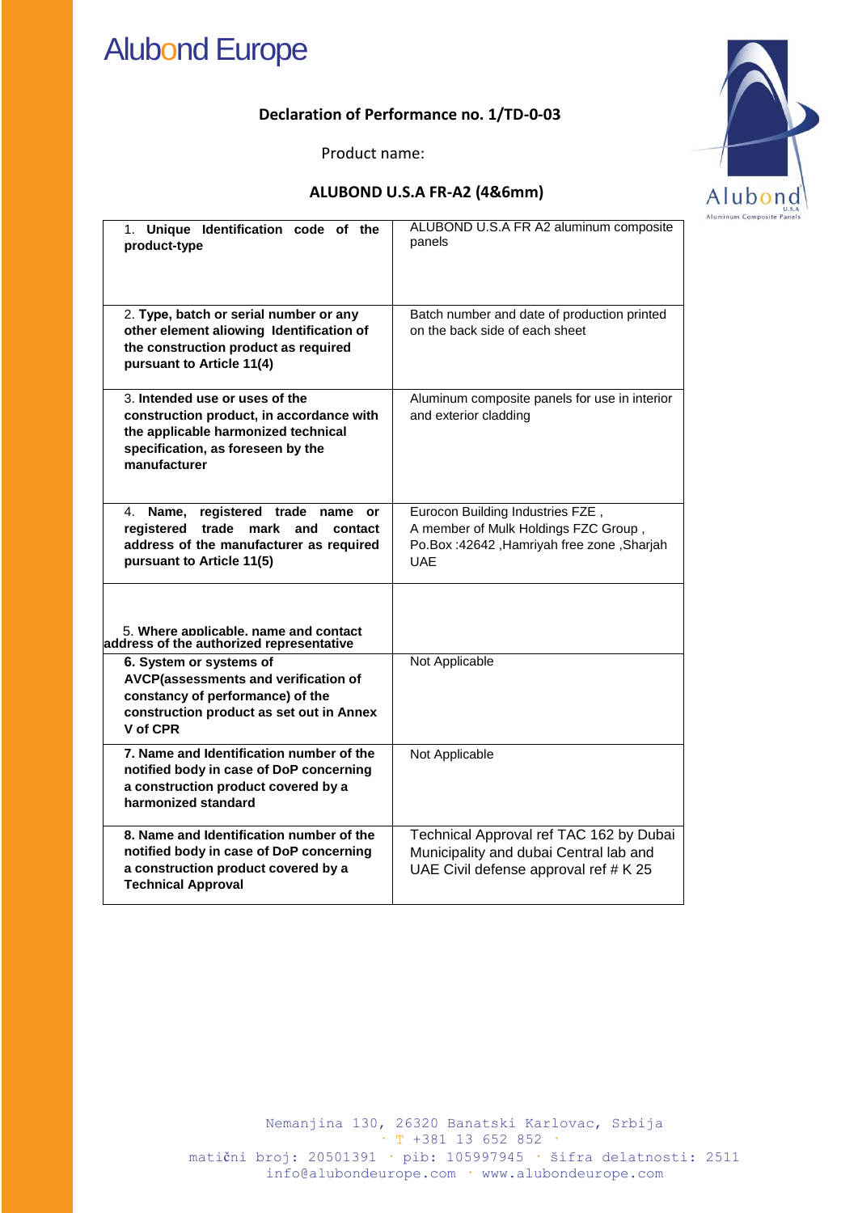# Alubond Europe

## Declaration of Performance no. 1/TD-0-03

Product name:

## ALUBOND U.S.A FR-A2 (4&6mm)

| | |
|---|---|
| 1. **Unique Identification code of the product-type** | ALUBOND U.S.A FR A2 aluminum composite panels |
| 2. **Type, batch or serial number or any other element allowing Identification of the construction product as required pursuant to Article 11(4)** | Batch number and date of production printed on the back side of each sheet |
| 3. **Intended use or uses of the construction product, in accordance with the applicable harmonized technical specification, as foreseen by the manufacturer** | Aluminum composite panels for use in interior and exterior cladding |
| 4. **Name, registered trade name or registered trade mark and contact address of the manufacturer as required pursuant to Article 11(5)** | Eurocon Building Industries FZE , A member of Mulk Holdings FZC Group , Po.Box :42642 ,Hamriyah free zone ,Sharjah UAE |
| 5. **Where applicable, name and contact address of the authorized representative** | |
| **6. System or systems of AVCP(assessments and verification of constancy of performance) of the construction product as set out in Annex V of CPR** | Not Applicable |
| **7. Name and Identification number of the notified body in case of DoP concerning a construction product covered by a harmonized standard** | Not Applicable |
| **8. Name and Identification number of the notified body in case of DoP concerning a construction product covered by a Technical Approval** | Technical Approval ref TAC 162 by Dubai Municipality and dubai Central lab and UAE Civil defense approval ref # K 25 |

Nemanjina 130, 26320 Banatski Karlovac, Srbija · T +381 13 652 852 ·
matični broj: 20501391 · pib: 105997945 · šifra delatnosti: 2511
info@alubondeurope.com · www.alubondeurope.com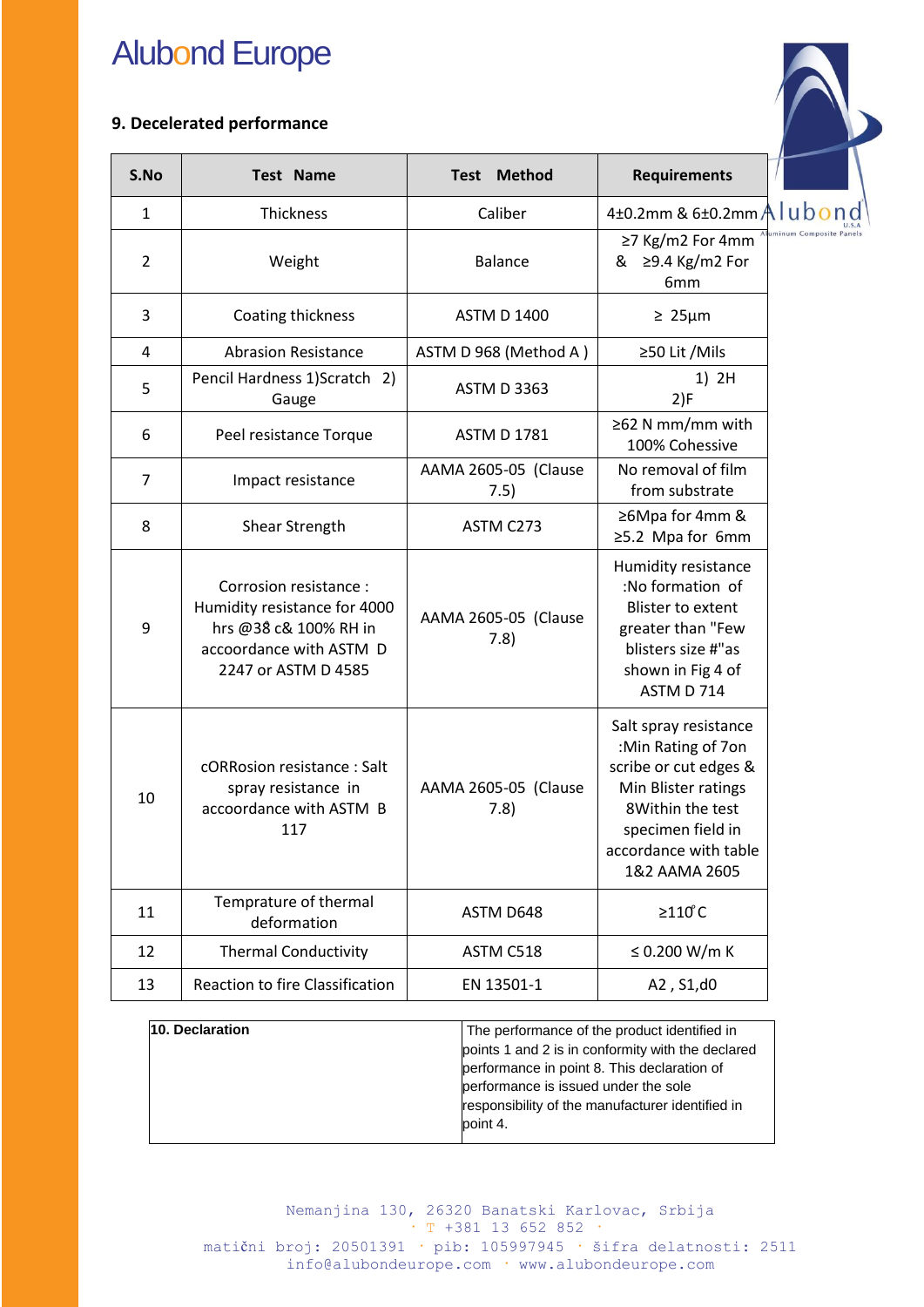# Alubond Europe

## 9. Decelerated performance

| S.No | Test Name | Test Method | Requirements |
|---|---|---|---|
| 1 | Thickness | Caliber | 4±0.2mm & 6±0.2mm |
| 2 | Weight | Balance | ≥7 Kg/m2 For 4mm & ≥9.4 Kg/m2 For 6mm |
| 3 | Coating thickness | ASTM D 1400 | ≥ 25µm |
| 4 | Abrasion Resistance | ASTM D 968 (Method A ) | ≥50 Lit /Mils |
| 5 | Pencil Hardness 1)Scratch 2) Gauge | ASTM D 3363 | 1) 2H 2)F |
| 6 | Peel resistance Torque | ASTM D 1781 | ≥62 N mm/mm with 100% Cohessive |
| 7 | Impact resistance | AAMA 2605-05 (Clause 7.5) | No removal of film from substrate |
| 8 | Shear Strength | ASTM C273 | ≥6Mpa for 4mm & ≥5.2 Mpa for 6mm |
| 9 | Corrosion resistance : Humidity resistance for 4000 hrs @38 c& 100% RH in accoordance with ASTM D 2247 or ASTM D 4585 | AAMA 2605-05 (Clause 7.8) | Humidity resistance :No formation of Blister to extent greater than "Few blisters size #"as shown in Fig 4 of ASTM D 714 |
| 10 | cORRosion resistance : Salt spray resistance in accoordance with ASTM B 117 | AAMA 2605-05 (Clause 7.8) | Salt spray resistance :Min Rating of 7on scribe or cut edges & Min Blister ratings 8Within the test specimen field in accordance with table 1&2 AAMA 2605 |
| 11 | Temprature of thermal deformation | ASTM D648 | ≥110°C |
| 12 | Thermal Conductivity | ASTM C518 | ≤ 0.200 W/m K |
| 13 | Reaction to fire Classification | EN 13501-1 | A2 , S1,d0 |

| | |
|---|---|
| **10. Declaration** | The performance of the product identified in points 1 and 2 is in conformity with the declared performance in point 8. This declaration of performance is issued under the sole responsibility of the manufacturer identified in point 4. |

Nemanjina 130, 26320 Banatski Karlovac, Srbija
· T +381 13 652 852 ·
matični broj: 20501391 · pib: 105997945 · šifra delatnosti: 2511
info@alubondeurope.com · www.alubondeurope.com